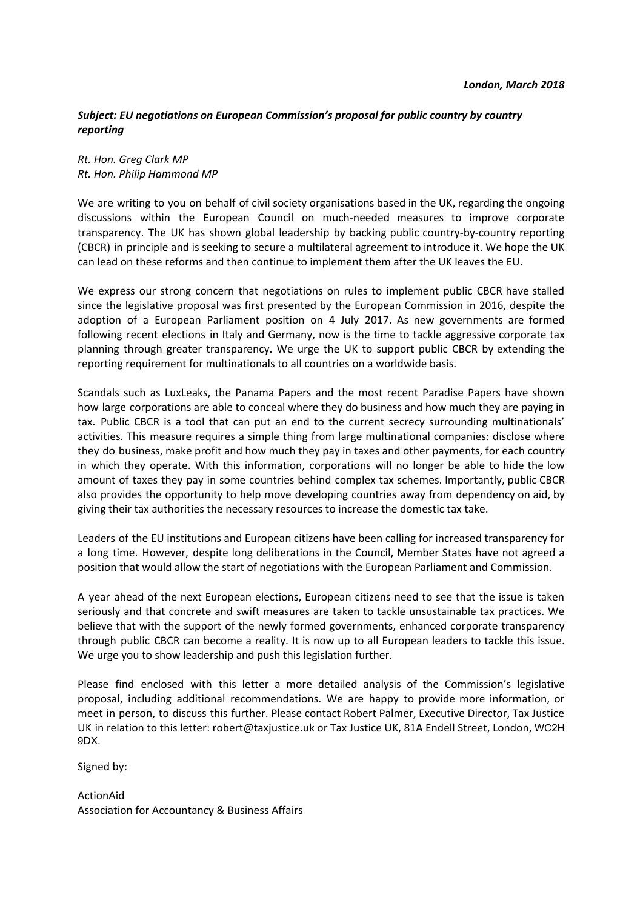***London, March 2018***

***Subject: EU negotiations on European Commission's proposal for public country by country reporting***

*Rt. Hon. Greg Clark MP*
*Rt. Hon. Philip Hammond MP*

We are writing to you on behalf of civil society organisations based in the UK, regarding the ongoing discussions within the European Council on much-needed measures to improve corporate transparency. The UK has shown global leadership by backing public country-by-country reporting (CBCR) in principle and is seeking to secure a multilateral agreement to introduce it. We hope the UK can lead on these reforms and then continue to implement them after the UK leaves the EU.

We express our strong concern that negotiations on rules to implement public CBCR have stalled since the legislative proposal was first presented by the European Commission in 2016, despite the adoption of a European Parliament position on 4 July 2017. As new governments are formed following recent elections in Italy and Germany, now is the time to tackle aggressive corporate tax planning through greater transparency. We urge the UK to support public CBCR by extending the reporting requirement for multinationals to all countries on a worldwide basis.

Scandals such as LuxLeaks, the Panama Papers and the most recent Paradise Papers have shown how large corporations are able to conceal where they do business and how much they are paying in tax. Public CBCR is a tool that can put an end to the current secrecy surrounding multinationals' activities. This measure requires a simple thing from large multinational companies: disclose where they do business, make profit and how much they pay in taxes and other payments, for each country in which they operate. With this information, corporations will no longer be able to hide the low amount of taxes they pay in some countries behind complex tax schemes. Importantly, public CBCR also provides the opportunity to help move developing countries away from dependency on aid, by giving their tax authorities the necessary resources to increase the domestic tax take.

Leaders of the EU institutions and European citizens have been calling for increased transparency for a long time. However, despite long deliberations in the Council, Member States have not agreed a position that would allow the start of negotiations with the European Parliament and Commission.

A year ahead of the next European elections, European citizens need to see that the issue is taken seriously and that concrete and swift measures are taken to tackle unsustainable tax practices. We believe that with the support of the newly formed governments, enhanced corporate transparency through public CBCR can become a reality. It is now up to all European leaders to tackle this issue. We urge you to show leadership and push this legislation further.

Please find enclosed with this letter a more detailed analysis of the Commission's legislative proposal, including additional recommendations. We are happy to provide more information, or meet in person, to discuss this further. Please contact Robert Palmer, Executive Director, Tax Justice UK in relation to this letter: robert@taxjustice.uk or Tax Justice UK, 81A Endell Street, London, WC2H 9DX.

Signed by:

ActionAid
Association for Accountancy & Business Affairs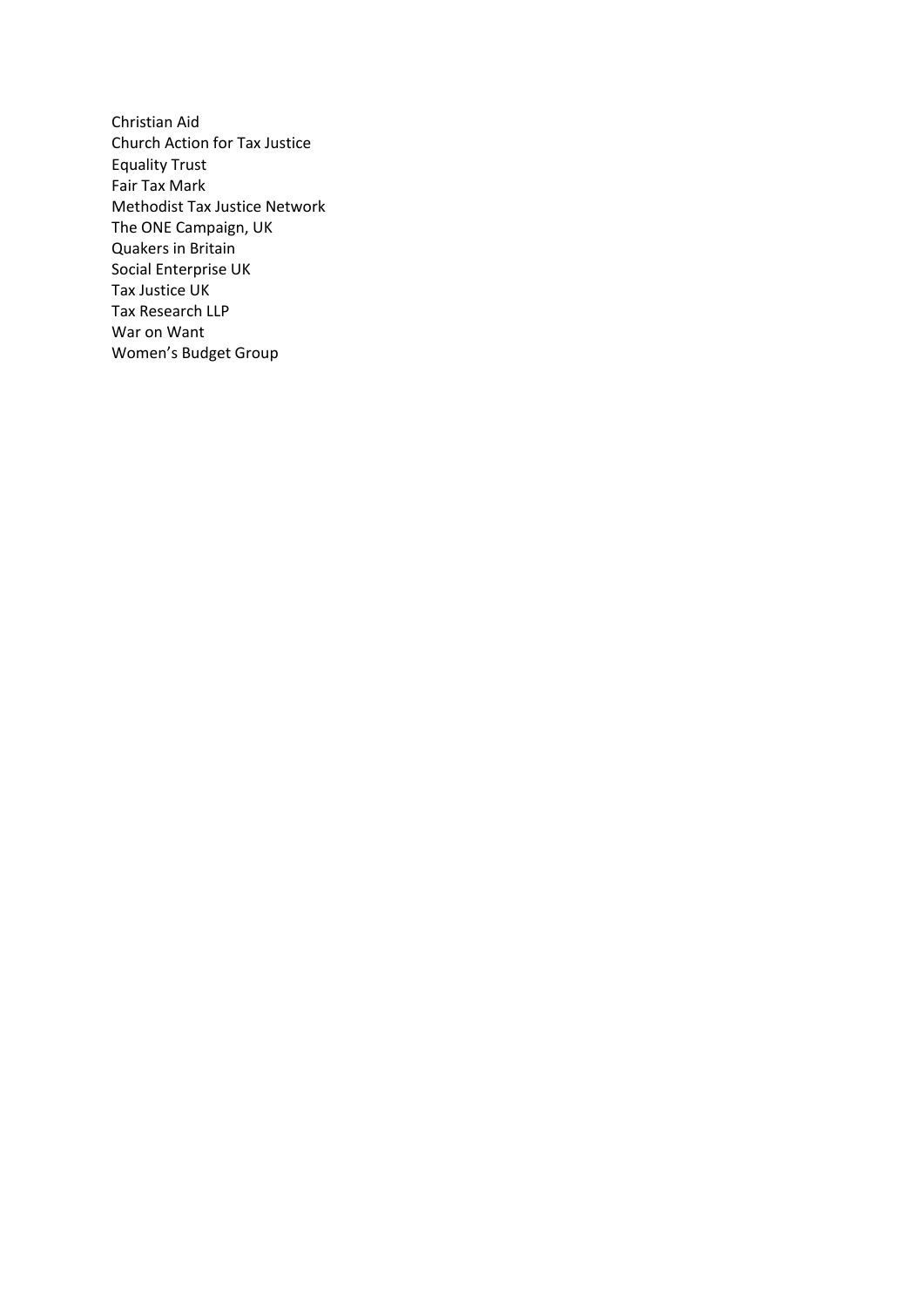Christian Aid
Church Action for Tax Justice
Equality Trust
Fair Tax Mark
Methodist Tax Justice Network
The ONE Campaign, UK
Quakers in Britain
Social Enterprise UK
Tax Justice UK
Tax Research LLP
War on Want
Women's Budget Group